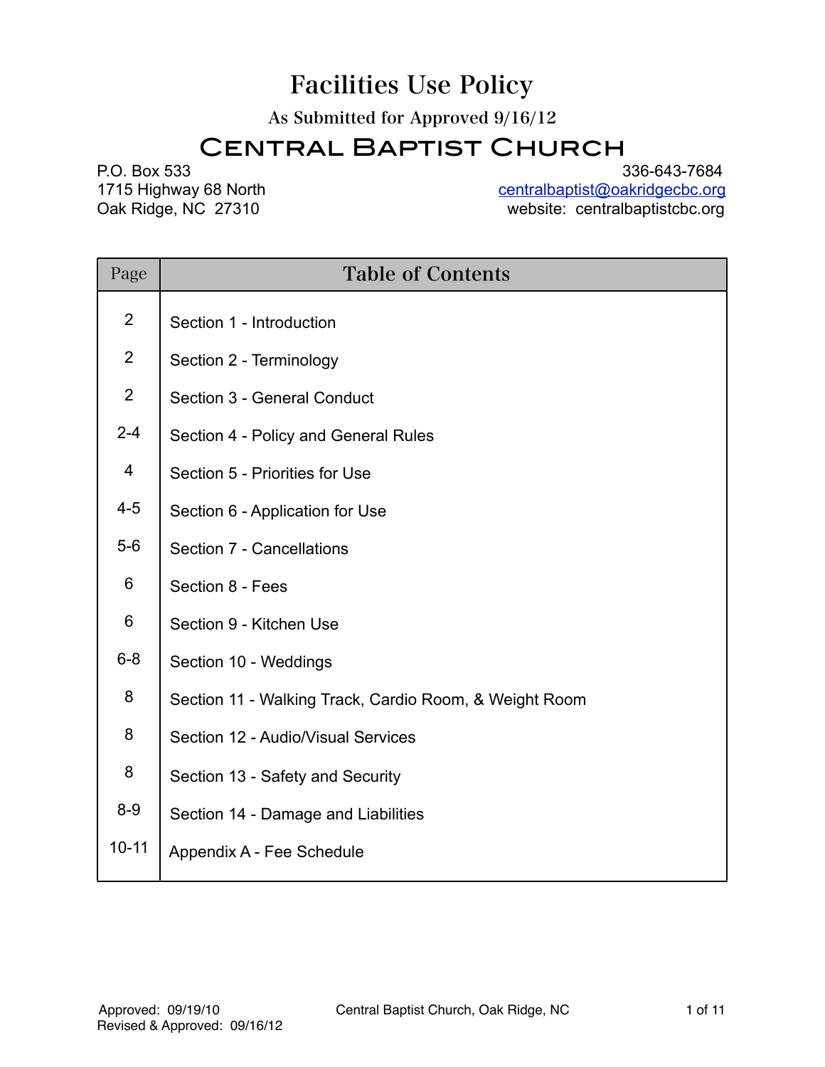# Facilities Use Policy

As Submitted for Approved 9/16/12

## Central Baptist Church

P.O. Box 533
1715 Highway 68 North
Oak Ridge, NC 27310

336-643-7684
centralbaptist@oakridgecbc.org
website: centralbaptistcbc.org

| Page | Table of Contents |
|---|---|
| 2 | Section 1 - Introduction |
| 2 | Section 2 - Terminology |
| 2 | Section 3 - General Conduct |
| 2-4 | Section 4 - Policy and General Rules |
| 4 | Section 5 - Priorities for Use |
| 4-5 | Section 6 - Application for Use |
| 5-6 | Section 7 - Cancellations |
| 6 | Section 8 - Fees |
| 6 | Section 9 - Kitchen Use |
| 6-8 | Section 10 - Weddings |
| 8 | Section 11 - Walking Track, Cardio Room, & Weight Room |
| 8 | Section 12 - Audio/Visual Services |
| 8 | Section 13 - Safety and Security |
| 8-9 | Section 14 - Damage and Liabilities |
| 10-11 | Appendix A - Fee Schedule |

Approved: 09/19/10
Revised & Approved: 09/16/12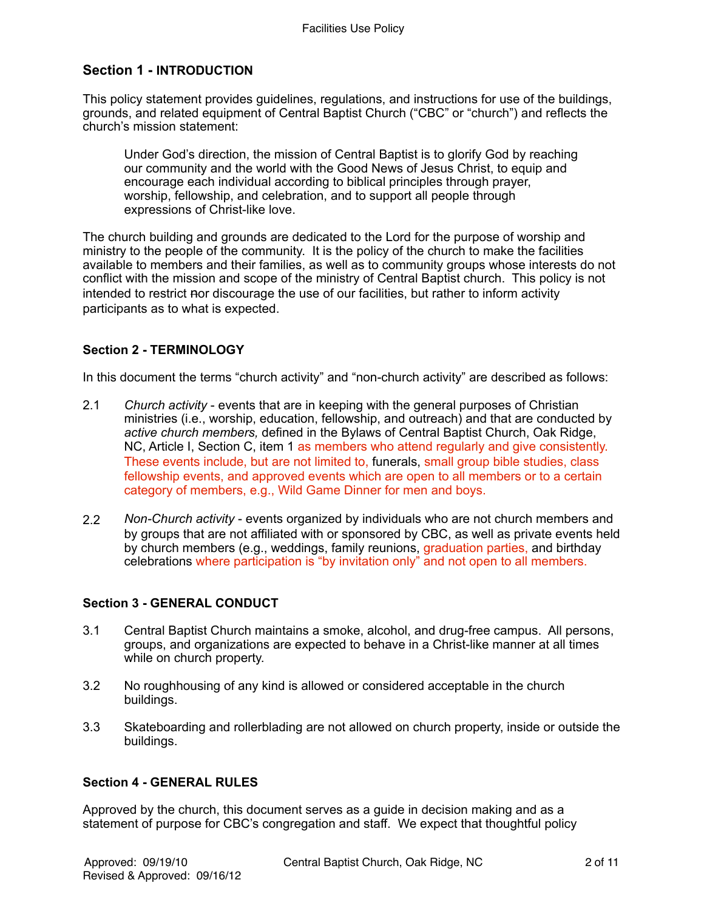## Section 1 - INTRODUCTION

This policy statement provides guidelines, regulations, and instructions for use of the buildings, grounds, and related equipment of Central Baptist Church (“CBC” or “church”) and reflects the church’s mission statement:

> Under God’s direction, the mission of Central Baptist is to glorify God by reaching our community and the world with the Good News of Jesus Christ, to equip and encourage each individual according to biblical principles through prayer, worship, fellowship, and celebration, and to support all people through expressions of Christ-like love.

The church building and grounds are dedicated to the Lord for the purpose of worship and ministry to the people of the community. It is the policy of the church to make the facilities available to members and their families, as well as to community groups whose interests do not conflict with the mission and scope of the ministry of Central Baptist church. This policy is not intended to restrict nor discourage the use of our facilities, but rather to inform activity participants as to what is expected.

### Section 2 - TERMINOLOGY

In this document the terms “church activity” and “non-church activity” are described as follows:

2.1 *Church activity* - events that are in keeping with the general purposes of Christian ministries (i.e., worship, education, fellowship, and outreach) and that are conducted by *active church members,* defined in the Bylaws of Central Baptist Church, Oak Ridge, NC, Article I, Section C, item 1 as members who attend regularly and give consistently. These events include, but are not limited to, funerals, small group bible studies, class fellowship events, and approved events which are open to all members or to a certain category of members, e.g., Wild Game Dinner for men and boys.

2.2 *Non-Church activity* - events organized by individuals who are not church members and by groups that are not affiliated with or sponsored by CBC, as well as private events held by church members (e.g., weddings, family reunions, graduation parties, and birthday celebrations where participation is “by invitation only” and not open to all members.

### Section 3 - GENERAL CONDUCT

3.1 Central Baptist Church maintains a smoke, alcohol, and drug-free campus. All persons, groups, and organizations are expected to behave in a Christ-like manner at all times while on church property.

3.2 No roughhousing of any kind is allowed or considered acceptable in the church buildings.

3.3 Skateboarding and rollerblading are not allowed on church property, inside or outside the buildings.

### Section 4 - GENERAL RULES

Approved by the church, this document serves as a guide in decision making and as a statement of purpose for CBC’s congregation and staff. We expect that thoughtful policy

Approved: 09/19/10
Revised & Approved: 09/16/12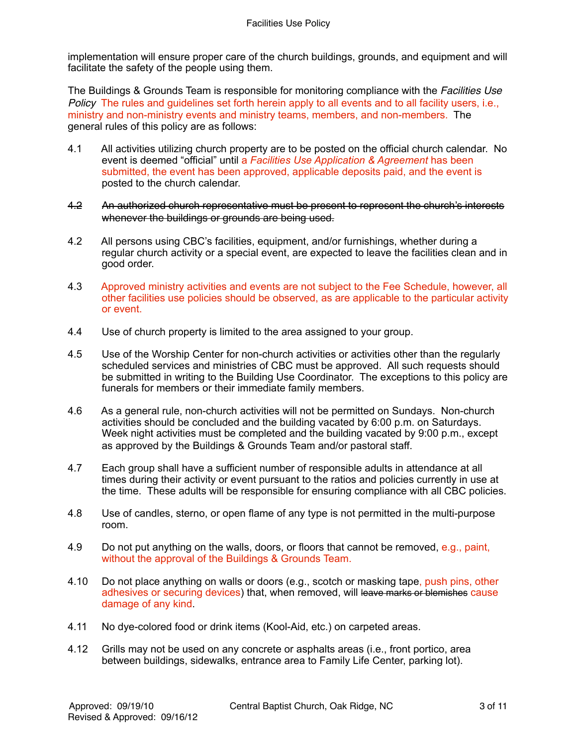implementation will ensure proper care of the church buildings, grounds, and equipment and will facilitate the safety of the people using them.

The Buildings & Grounds Team is responsible for monitoring compliance with the *Facilities Use Policy* The rules and guidelines set forth herein apply to all events and to all facility users, i.e., ministry and non-ministry events and ministry teams, members, and non-members. The general rules of this policy are as follows:

4.1 All activities utilizing church property are to be posted on the official church calendar. No event is deemed "official" until a *Facilities Use Application & Agreement* has been submitted, the event has been approved, applicable deposits paid, and the event is posted to the church calendar.

~~4.2 An authorized church representative must be present to represent the church's interests whenever the buildings or grounds are being used.~~

4.2 All persons using CBC's facilities, equipment, and/or furnishings, whether during a regular church activity or a special event, are expected to leave the facilities clean and in good order.

4.3 Approved ministry activities and events are not subject to the Fee Schedule, however, all other facilities use policies should be observed, as are applicable to the particular activity or event.

4.4 Use of church property is limited to the area assigned to your group.

4.5 Use of the Worship Center for non-church activities or activities other than the regularly scheduled services and ministries of CBC must be approved. All such requests should be submitted in writing to the Building Use Coordinator. The exceptions to this policy are funerals for members or their immediate family members.

4.6 As a general rule, non-church activities will not be permitted on Sundays. Non-church activities should be concluded and the building vacated by 6:00 p.m. on Saturdays. Week night activities must be completed and the building vacated by 9:00 p.m., except as approved by the Buildings & Grounds Team and/or pastoral staff.

4.7 Each group shall have a sufficient number of responsible adults in attendance at all times during their activity or event pursuant to the ratios and policies currently in use at the time. These adults will be responsible for ensuring compliance with all CBC policies.

4.8 Use of candles, sterno, or open flame of any type is not permitted in the multi-purpose room.

4.9 Do not put anything on the walls, doors, or floors that cannot be removed, e.g., paint, without the approval of the Buildings & Grounds Team.

4.10 Do not place anything on walls or doors (e.g., scotch or masking tape, push pins, other adhesives or securing devices) that, when removed, will ~~leave marks or blemishes~~ cause damage of any kind.

4.11 No dye-colored food or drink items (Kool-Aid, etc.) on carpeted areas.

4.12 Grills may not be used on any concrete or asphalts areas (i.e., front portico, area between buildings, sidewalks, entrance area to Family Life Center, parking lot).

Approved: 09/19/10
Revised & Approved: 09/16/12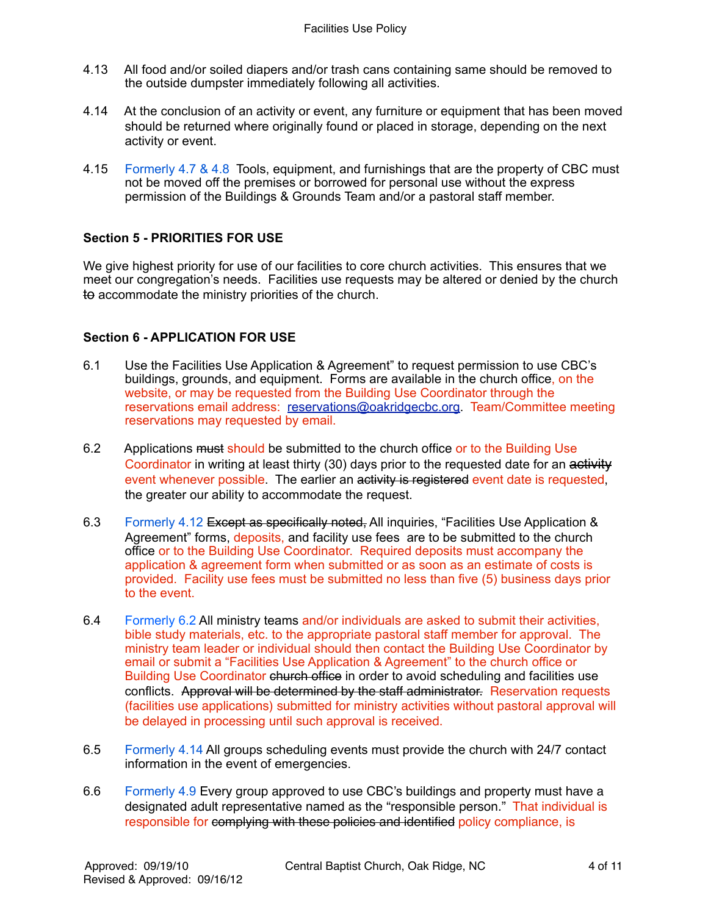4.13 All food and/or soiled diapers and/or trash cans containing same should be removed to the outside dumpster immediately following all activities.

4.14 At the conclusion of an activity or event, any furniture or equipment that has been moved should be returned where originally found or placed in storage, depending on the next activity or event.

4.15 Formerly 4.7 & 4.8 Tools, equipment, and furnishings that are the property of CBC must not be moved off the premises or borrowed for personal use without the express permission of the Buildings & Grounds Team and/or a pastoral staff member.

**Section 5 - PRIORITIES FOR USE**

We give highest priority for use of our facilities to core church activities. This ensures that we meet our congregation's needs. Facilities use requests may be altered or denied by the church ~~to~~ accommodate the ministry priorities of the church.

**Section 6 - APPLICATION FOR USE**

6.1 Use the Facilities Use Application & Agreement" to request permission to use CBC's buildings, grounds, and equipment. Forms are available in the church office, on the website, or may be requested from the Building Use Coordinator through the reservations email address: reservations@oakridgecbc.org. Team/Committee meeting reservations may requested by email.

6.2 Applications ~~must~~ should be submitted to the church office or to the Building Use Coordinator in writing at least thirty (30) days prior to the requested date for an ~~activity~~ event whenever possible. The earlier an ~~activity is registered~~ event date is requested, the greater our ability to accommodate the request.

6.3 Formerly 4.12 ~~Except as specifically noted,~~ All inquiries, "Facilities Use Application & Agreement" forms, deposits, and facility use fees are to be submitted to the church office or to the Building Use Coordinator. Required deposits must accompany the application & agreement form when submitted or as soon as an estimate of costs is provided. Facility use fees must be submitted no less than five (5) business days prior to the event.

6.4 Formerly 6.2 All ministry teams and/or individuals are asked to submit their activities, bible study materials, etc. to the appropriate pastoral staff member for approval. The ministry team leader or individual should then contact the Building Use Coordinator by email or submit a "Facilities Use Application & Agreement" to the church office or Building Use Coordinator ~~church office~~ in order to avoid scheduling and facilities use conflicts. ~~Approval will be determined by the staff administrator.~~ Reservation requests (facilities use applications) submitted for ministry activities without pastoral approval will be delayed in processing until such approval is received.

6.5 Formerly 4.14 All groups scheduling events must provide the church with 24/7 contact information in the event of emergencies.

6.6 Formerly 4.9 Every group approved to use CBC's buildings and property must have a designated adult representative named as the "responsible person." That individual is responsible for ~~complying with these policies and identified~~ policy compliance, is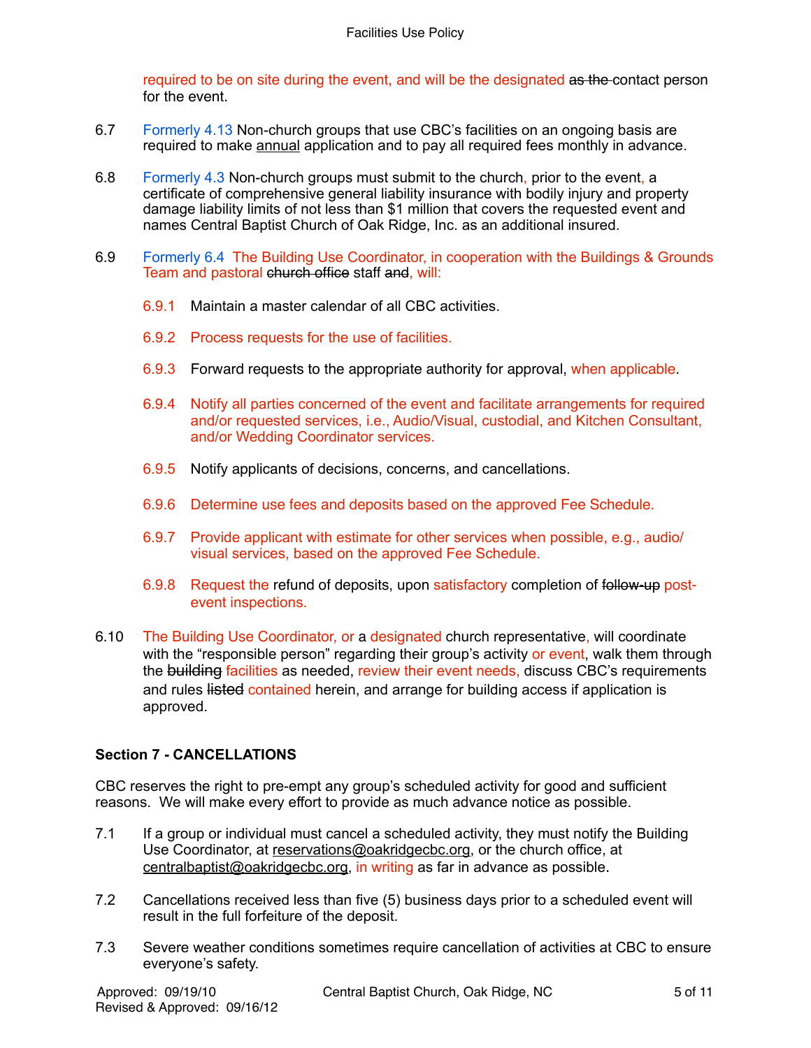required to be on site during the event, and will be the designated ~~as the~~ contact person for the event.

6.7 Formerly 4.13 Non-church groups that use CBC's facilities on an ongoing basis are required to make annual application and to pay all required fees monthly in advance.

6.8 Formerly 4.3 Non-church groups must submit to the church, prior to the event, a certificate of comprehensive general liability insurance with bodily injury and property damage liability limits of not less than $1 million that covers the requested event and names Central Baptist Church of Oak Ridge, Inc. as an additional insured.

6.9 Formerly 6.4 The Building Use Coordinator, in cooperation with the Buildings & Grounds Team and pastoral ~~church office~~ staff ~~and~~, will:

6.9.1 Maintain a master calendar of all CBC activities.

6.9.2 Process requests for the use of facilities.

6.9.3 Forward requests to the appropriate authority for approval, when applicable.

6.9.4 Notify all parties concerned of the event and facilitate arrangements for required and/or requested services, i.e., Audio/Visual, custodial, and Kitchen Consultant, and/or Wedding Coordinator services.

6.9.5 Notify applicants of decisions, concerns, and cancellations.

6.9.6 Determine use fees and deposits based on the approved Fee Schedule.

6.9.7 Provide applicant with estimate for other services when possible, e.g., audio/visual services, based on the approved Fee Schedule.

6.9.8 Request the refund of deposits, upon satisfactory completion of ~~follow-up~~ post-event inspections.

6.10 The Building Use Coordinator, or a designated church representative, will coordinate with the "responsible person" regarding their group's activity or event, walk them through the ~~building~~ facilities as needed, review their event needs, discuss CBC's requirements and rules ~~listed~~ contained herein, and arrange for building access if application is approved.

**Section 7 - CANCELLATIONS**

CBC reserves the right to pre-empt any group's scheduled activity for good and sufficient reasons. We will make every effort to provide as much advance notice as possible.

7.1 If a group or individual must cancel a scheduled activity, they must notify the Building Use Coordinator, at reservations@oakridgecbc.org, or the church office, at centralbaptist@oakridgecbc.org, in writing as far in advance as possible.

7.2 Cancellations received less than five (5) business days prior to a scheduled event will result in the full forfeiture of the deposit.

7.3 Severe weather conditions sometimes require cancellation of activities at CBC to ensure everyone's safety.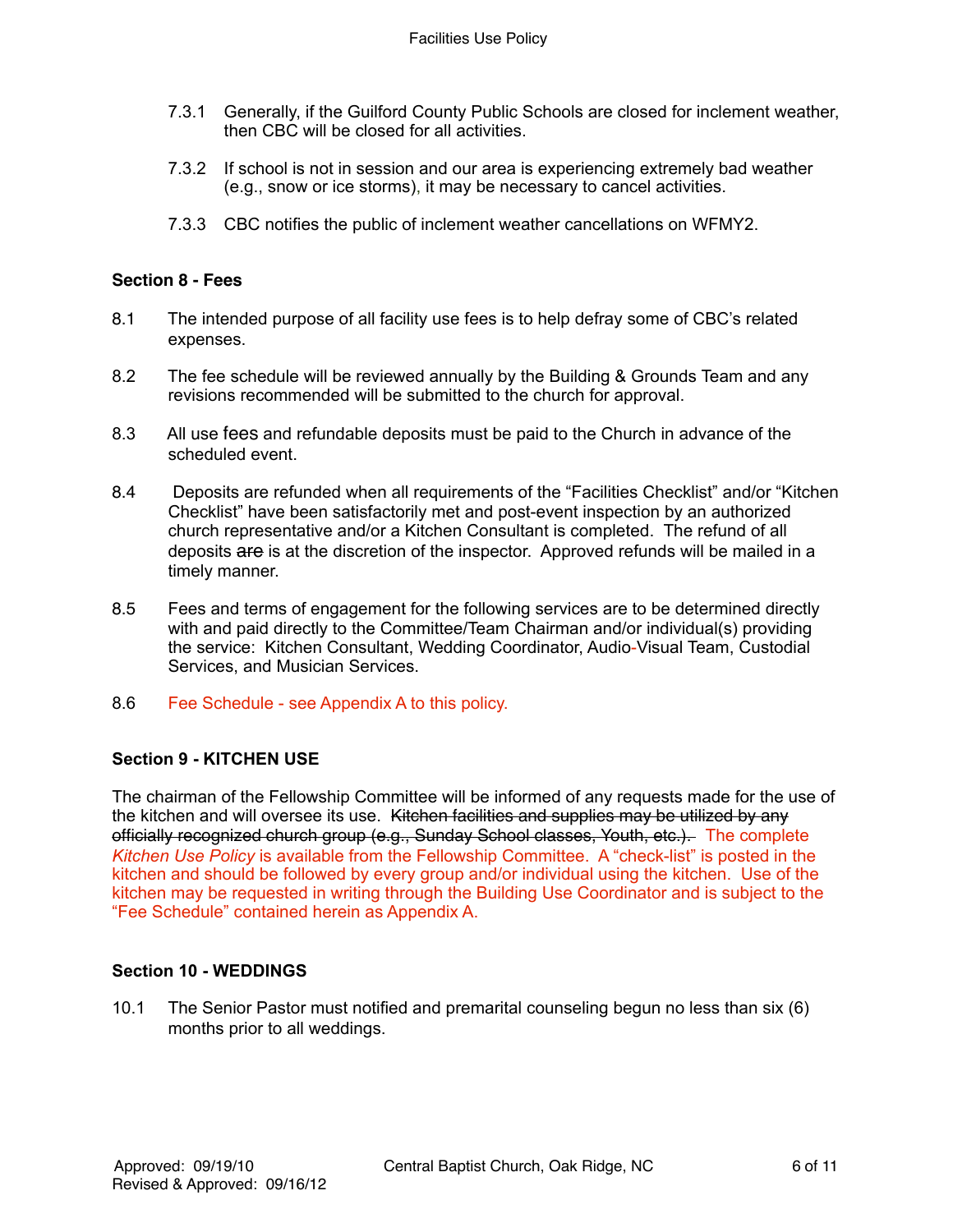7.3.1 Generally, if the Guilford County Public Schools are closed for inclement weather, then CBC will be closed for all activities.

7.3.2 If school is not in session and our area is experiencing extremely bad weather (e.g., snow or ice storms), it may be necessary to cancel activities.

7.3.3 CBC notifies the public of inclement weather cancellations on WFMY2.

**Section 8 - Fees**

8.1 The intended purpose of all facility use fees is to help defray some of CBC's related expenses.

8.2 The fee schedule will be reviewed annually by the Building & Grounds Team and any revisions recommended will be submitted to the church for approval.

8.3 All use fees and refundable deposits must be paid to the Church in advance of the scheduled event.

8.4 Deposits are refunded when all requirements of the "Facilities Checklist" and/or "Kitchen Checklist" have been satisfactorily met and post-event inspection by an authorized church representative and/or a Kitchen Consultant is completed. The refund of all deposits ~~are~~ is at the discretion of the inspector. Approved refunds will be mailed in a timely manner.

8.5 Fees and terms of engagement for the following services are to be determined directly with and paid directly to the Committee/Team Chairman and/or individual(s) providing the service: Kitchen Consultant, Wedding Coordinator, Audio-Visual Team, Custodial Services, and Musician Services.

8.6 Fee Schedule - see Appendix A to this policy.

**Section 9 - KITCHEN USE**

The chairman of the Fellowship Committee will be informed of any requests made for the use of the kitchen and will oversee its use. ~~Kitchen facilities and supplies may be utilized by any officially recognized church group (e.g., Sunday School classes, Youth, etc.).~~ The complete *Kitchen Use Policy* is available from the Fellowship Committee. A "check-list" is posted in the kitchen and should be followed by every group and/or individual using the kitchen. Use of the kitchen may be requested in writing through the Building Use Coordinator and is subject to the "Fee Schedule" contained herein as Appendix A.

**Section 10 - WEDDINGS**

10.1 The Senior Pastor must notified and premarital counseling begun no less than six (6) months prior to all weddings.

Approved: 09/19/10
Revised & Approved: 09/16/12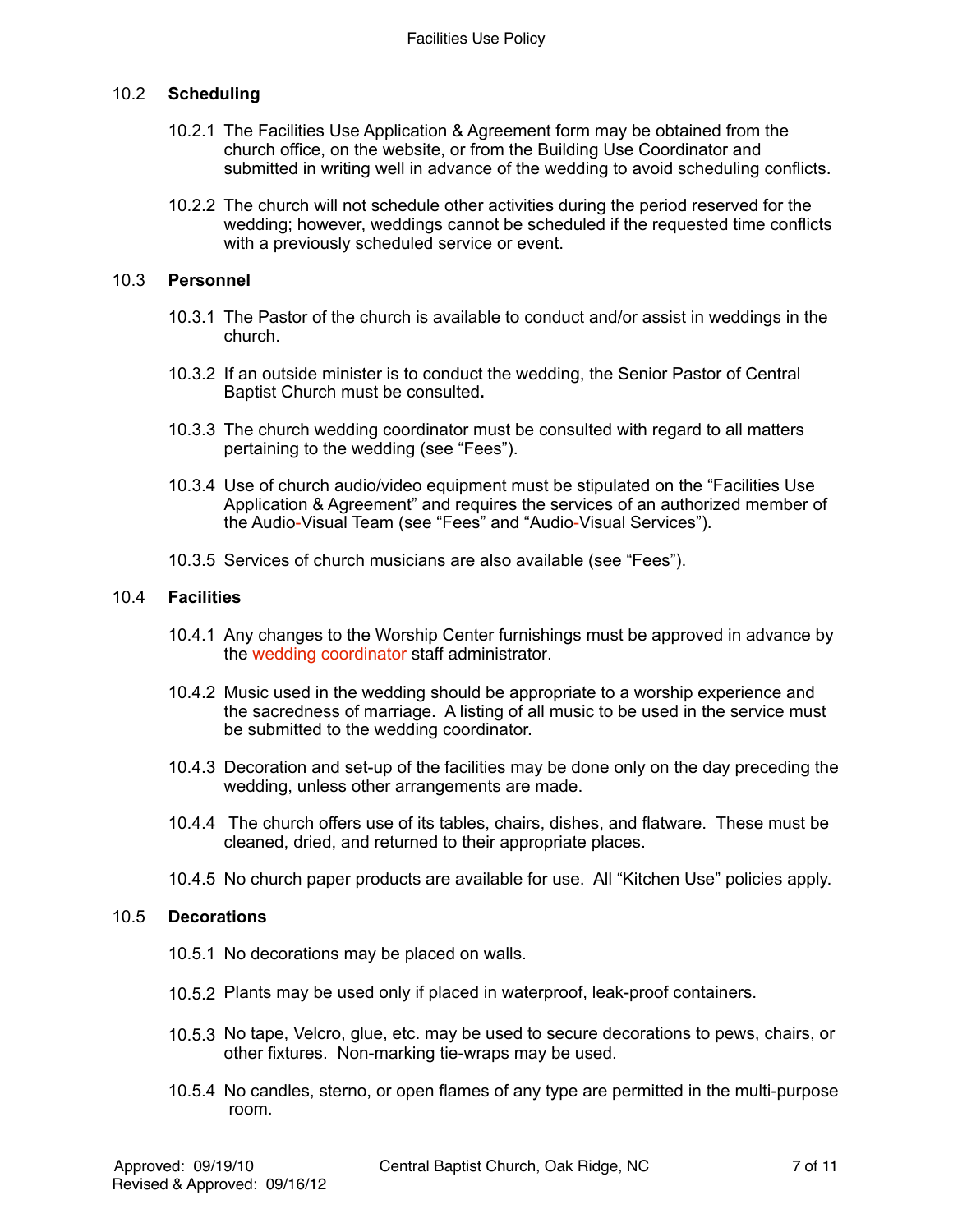## 10.2 Scheduling

10.2.1 The Facilities Use Application & Agreement form may be obtained from the church office, on the website, or from the Building Use Coordinator and submitted in writing well in advance of the wedding to avoid scheduling conflicts.

10.2.2 The church will not schedule other activities during the period reserved for the wedding; however, weddings cannot be scheduled if the requested time conflicts with a previously scheduled service or event.

## 10.3 Personnel

10.3.1 The Pastor of the church is available to conduct and/or assist in weddings in the church.

10.3.2 If an outside minister is to conduct the wedding, the Senior Pastor of Central Baptist Church must be consulted.

10.3.3 The church wedding coordinator must be consulted with regard to all matters pertaining to the wedding (see "Fees").

10.3.4 Use of church audio/video equipment must be stipulated on the "Facilities Use Application & Agreement" and requires the services of an authorized member of the Audio-Visual Team (see "Fees" and "Audio-Visual Services").

10.3.5 Services of church musicians are also available (see "Fees").

## 10.4 Facilities

10.4.1 Any changes to the Worship Center furnishings must be approved in advance by the wedding coordinator ~~staff administrator~~.

10.4.2 Music used in the wedding should be appropriate to a worship experience and the sacredness of marriage. A listing of all music to be used in the service must be submitted to the wedding coordinator.

10.4.3 Decoration and set-up of the facilities may be done only on the day preceding the wedding, unless other arrangements are made.

10.4.4 The church offers use of its tables, chairs, dishes, and flatware. These must be cleaned, dried, and returned to their appropriate places.

10.4.5 No church paper products are available for use. All "Kitchen Use" policies apply.

## 10.5 Decorations

10.5.1 No decorations may be placed on walls.

10.5.2 Plants may be used only if placed in waterproof, leak-proof containers.

10.5.3 No tape, Velcro, glue, etc. may be used to secure decorations to pews, chairs, or other fixtures. Non-marking tie-wraps may be used.

10.5.4 No candles, sterno, or open flames of any type are permitted in the multi-purpose room.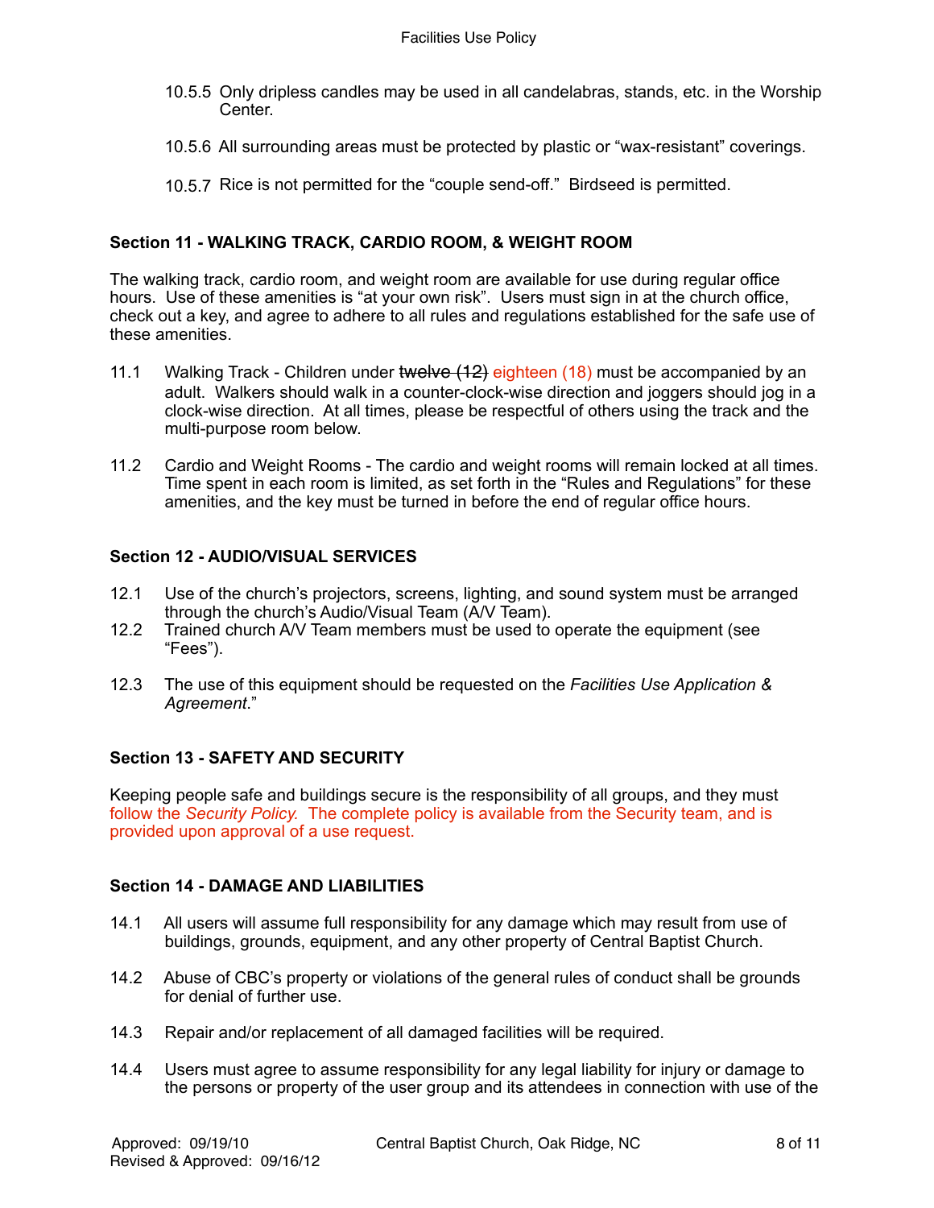10.5.5 Only dripless candles may be used in all candelabras, stands, etc. in the Worship Center.

10.5.6 All surrounding areas must be protected by plastic or "wax-resistant" coverings.

10.5.7 Rice is not permitted for the "couple send-off." Birdseed is permitted.

**Section 11 - WALKING TRACK, CARDIO ROOM, & WEIGHT ROOM**

The walking track, cardio room, and weight room are available for use during regular office hours. Use of these amenities is "at your own risk". Users must sign in at the church office, check out a key, and agree to adhere to all rules and regulations established for the safe use of these amenities.

11.1 Walking Track - Children under ~~twelve (12)~~ eighteen (18) must be accompanied by an adult. Walkers should walk in a counter-clock-wise direction and joggers should jog in a clock-wise direction. At all times, please be respectful of others using the track and the multi-purpose room below.

11.2 Cardio and Weight Rooms - The cardio and weight rooms will remain locked at all times. Time spent in each room is limited, as set forth in the "Rules and Regulations" for these amenities, and the key must be turned in before the end of regular office hours.

**Section 12 - AUDIO/VISUAL SERVICES**

12.1 Use of the church's projectors, screens, lighting, and sound system must be arranged through the church's Audio/Visual Team (A/V Team).

12.2 Trained church A/V Team members must be used to operate the equipment (see "Fees").

12.3 The use of this equipment should be requested on the *Facilities Use Application & Agreement*."

**Section 13 - SAFETY AND SECURITY**

Keeping people safe and buildings secure is the responsibility of all groups, and they must follow the *Security Policy.* The complete policy is available from the Security team, and is provided upon approval of a use request.

**Section 14 - DAMAGE AND LIABILITIES**

14.1 All users will assume full responsibility for any damage which may result from use of buildings, grounds, equipment, and any other property of Central Baptist Church.

14.2 Abuse of CBC's property or violations of the general rules of conduct shall be grounds for denial of further use.

14.3 Repair and/or replacement of all damaged facilities will be required.

14.4 Users must agree to assume responsibility for any legal liability for injury or damage to the persons or property of the user group and its attendees in connection with use of the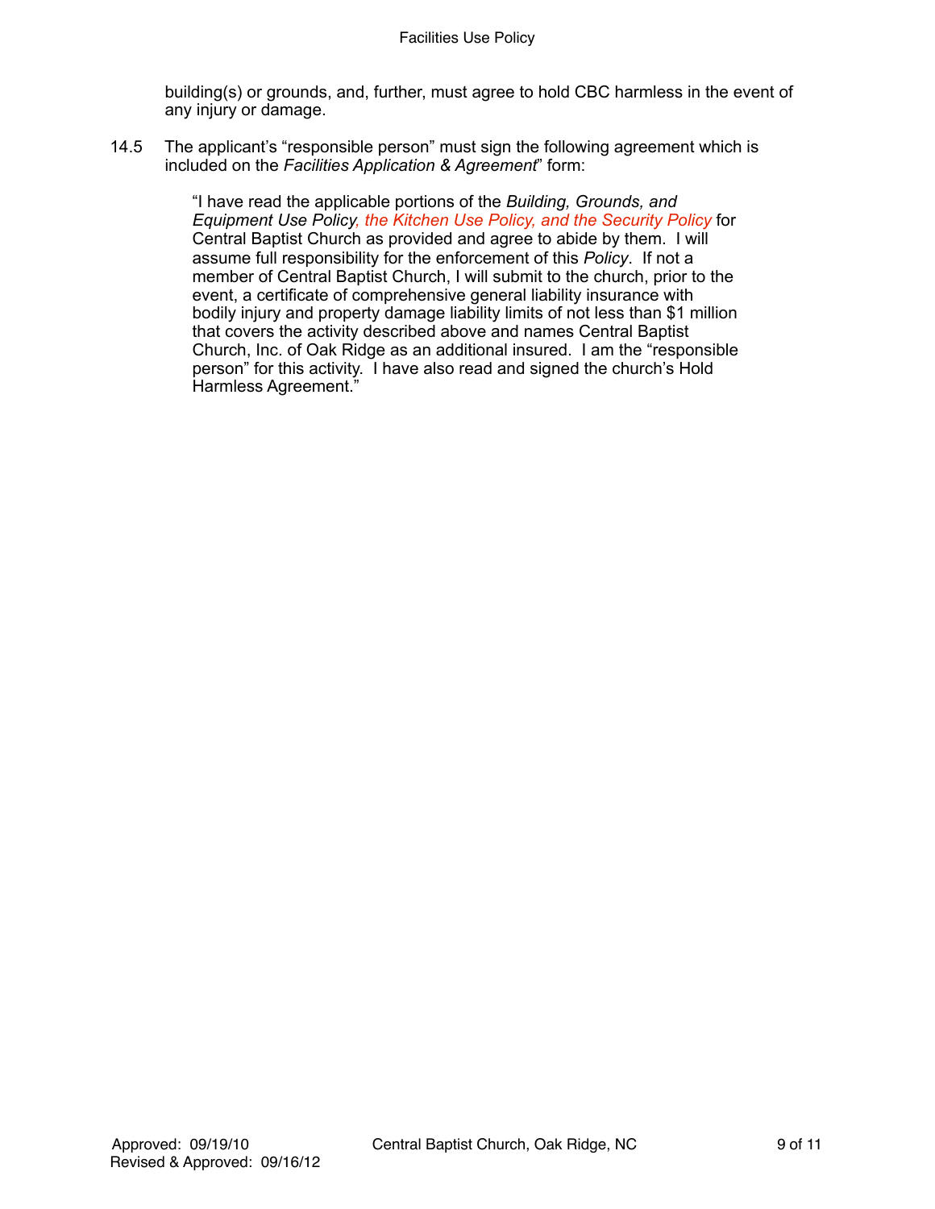building(s) or grounds, and, further, must agree to hold CBC harmless in the event of any injury or damage.

14.5 The applicant's "responsible person" must sign the following agreement which is included on the *Facilities Application & Agreement*" form:

> "I have read the applicable portions of the *Building, Grounds, and Equipment Use Policy, the Kitchen Use Policy, and the Security Policy* for Central Baptist Church as provided and agree to abide by them. I will assume full responsibility for the enforcement of this *Policy*. If not a member of Central Baptist Church, I will submit to the church, prior to the event, a certificate of comprehensive general liability insurance with bodily injury and property damage liability limits of not less than $1 million that covers the activity described above and names Central Baptist Church, Inc. of Oak Ridge as an additional insured. I am the "responsible person" for this activity. I have also read and signed the church's Hold Harmless Agreement."